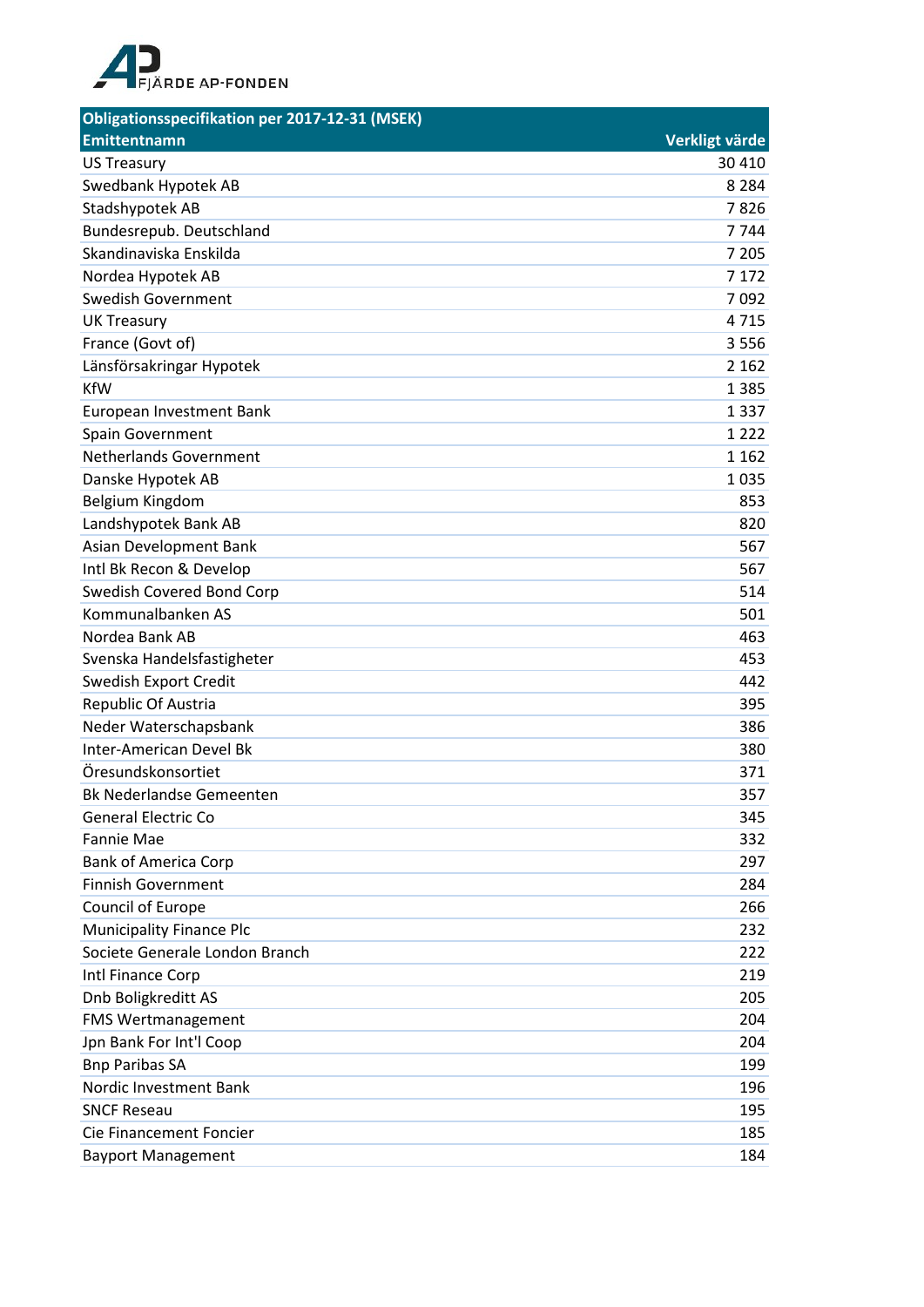FJÄRDE AP-FONDEN

| Obligationsspecifikation per 2017-12-31 (MSEK) | |
|---|---|
| **Emittentnamn** | **Verkligt värde** |
| US Treasury | 30 410 |
| Swedbank Hypotek AB | 8 284 |
| Stadshypotek AB | 7 826 |
| Bundesrepub. Deutschland | 7 744 |
| Skandinaviska Enskilda | 7 205 |
| Nordea Hypotek AB | 7 172 |
| Swedish Government | 7 092 |
| UK Treasury | 4 715 |
| France (Govt of) | 3 556 |
| Länsförsakringar Hypotek | 2 162 |
| KfW | 1 385 |
| European Investment Bank | 1 337 |
| Spain Government | 1 222 |
| Netherlands Government | 1 162 |
| Danske Hypotek AB | 1 035 |
| Belgium Kingdom | 853 |
| Landshypotek Bank AB | 820 |
| Asian Development Bank | 567 |
| Intl Bk Recon & Develop | 567 |
| Swedish Covered Bond Corp | 514 |
| Kommunalbanken AS | 501 |
| Nordea Bank AB | 463 |
| Svenska Handelsfastigheter | 453 |
| Swedish Export Credit | 442 |
| Republic Of Austria | 395 |
| Neder Waterschapsbank | 386 |
| Inter-American Devel Bk | 380 |
| Öresundskonsortiet | 371 |
| Bk Nederlandse Gemeenten | 357 |
| General Electric Co | 345 |
| Fannie Mae | 332 |
| Bank of America Corp | 297 |
| Finnish Government | 284 |
| Council of Europe | 266 |
| Municipality Finance Plc | 232 |
| Societe Generale London Branch | 222 |
| Intl Finance Corp | 219 |
| Dnb Boligkreditt AS | 205 |
| FMS Wertmanagement | 204 |
| Jpn Bank For Int'l Coop | 204 |
| Bnp Paribas SA | 199 |
| Nordic Investment Bank | 196 |
| SNCF Reseau | 195 |
| Cie Financement Foncier | 185 |
| Bayport Management | 184 |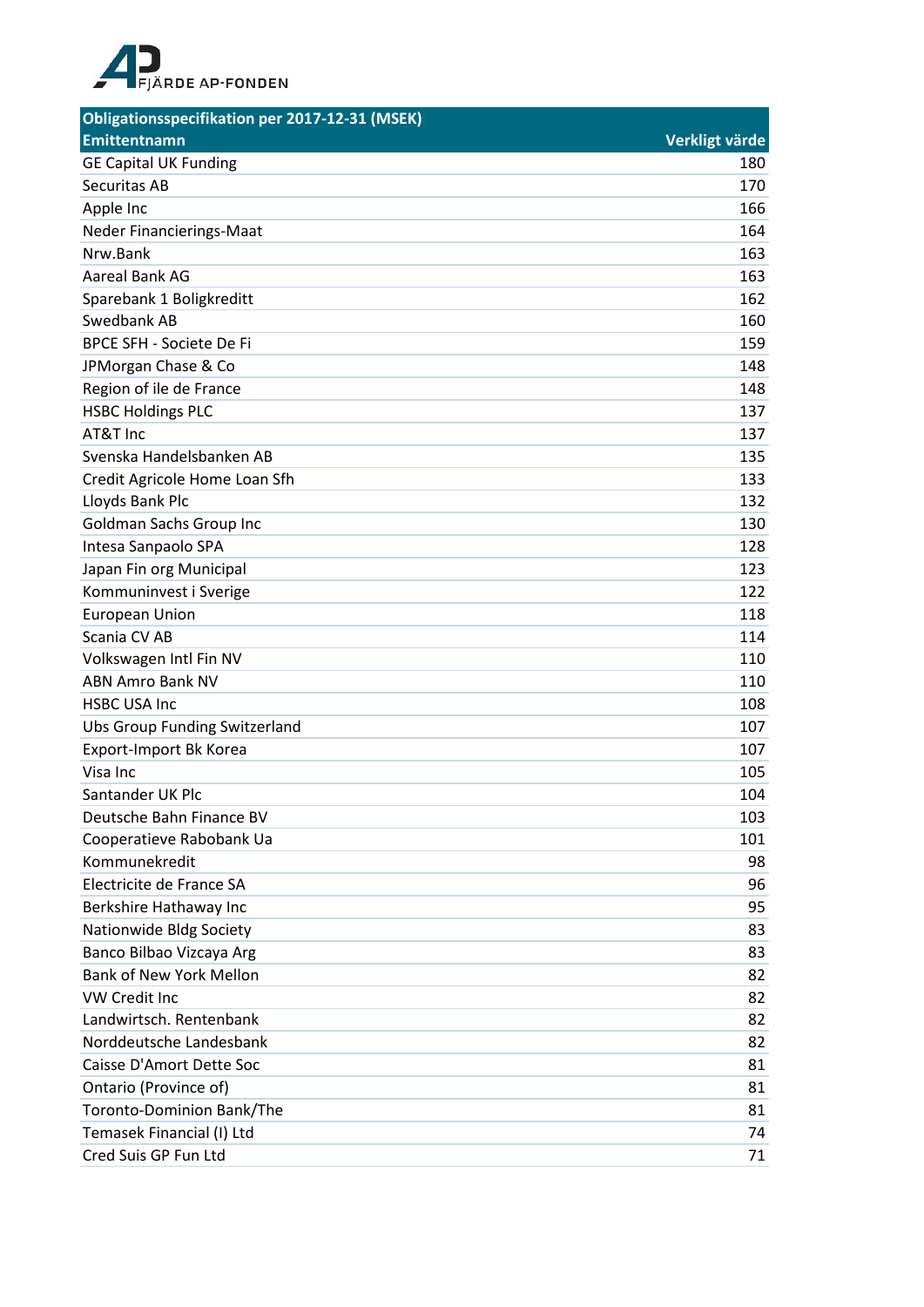FJÄRDE AP-FONDEN

| Obligationsspecifikation per 2017-12-31 (MSEK) | |
|---|---|
| **Emittentnamn** | **Verkligt värde** |
| GE Capital UK Funding | 180 |
| Securitas AB | 170 |
| Apple Inc | 166 |
| Neder Financierings-Maat | 164 |
| Nrw.Bank | 163 |
| Aareal Bank AG | 163 |
| Sparebank 1 Boligkreditt | 162 |
| Swedbank AB | 160 |
| BPCE SFH - Societe De Fi | 159 |
| JPMorgan Chase & Co | 148 |
| Region of ile de France | 148 |
| HSBC Holdings PLC | 137 |
| AT&T Inc | 137 |
| Svenska Handelsbanken AB | 135 |
| Credit Agricole Home Loan Sfh | 133 |
| Lloyds Bank Plc | 132 |
| Goldman Sachs Group Inc | 130 |
| Intesa Sanpaolo SPA | 128 |
| Japan Fin org Municipal | 123 |
| Kommuninvest i Sverige | 122 |
| European Union | 118 |
| Scania CV AB | 114 |
| Volkswagen Intl Fin NV | 110 |
| ABN Amro Bank NV | 110 |
| HSBC USA Inc | 108 |
| Ubs Group Funding Switzerland | 107 |
| Export-Import Bk Korea | 107 |
| Visa Inc | 105 |
| Santander UK Plc | 104 |
| Deutsche Bahn Finance BV | 103 |
| Cooperatieve Rabobank Ua | 101 |
| Kommunekredit | 98 |
| Electricite de France SA | 96 |
| Berkshire Hathaway Inc | 95 |
| Nationwide Bldg Society | 83 |
| Banco Bilbao Vizcaya Arg | 83 |
| Bank of New York Mellon | 82 |
| VW Credit Inc | 82 |
| Landwirtsch. Rentenbank | 82 |
| Norddeutsche Landesbank | 82 |
| Caisse D'Amort Dette Soc | 81 |
| Ontario (Province of) | 81 |
| Toronto-Dominion Bank/The | 81 |
| Temasek Financial (I) Ltd | 74 |
| Cred Suis GP Fun Ltd | 71 |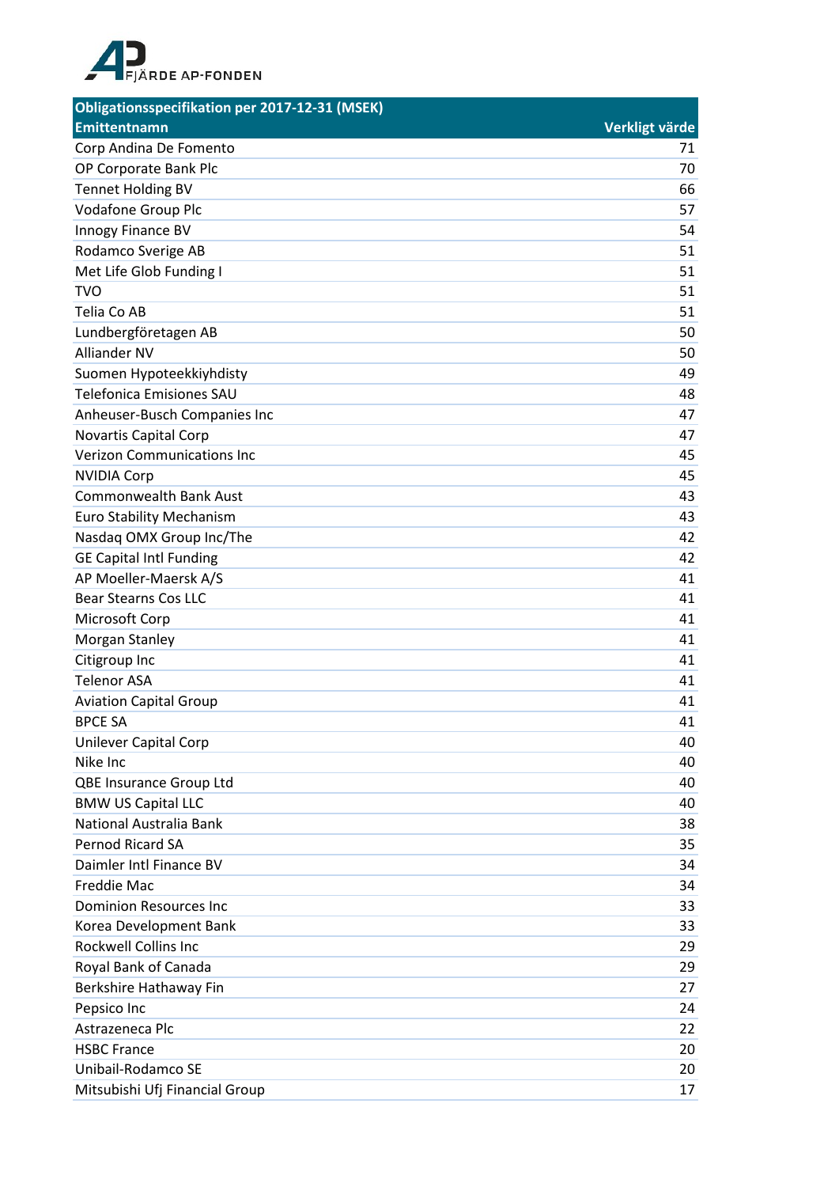| Obligationsspecifikation per 2017-12-31 (MSEK) | |
| --- | --- |
| Emittentnamn | Verkligt värde |
| Corp Andina De Fomento | 71 |
| OP Corporate Bank Plc | 70 |
| Tennet Holding BV | 66 |
| Vodafone Group Plc | 57 |
| Innogy Finance BV | 54 |
| Rodamco Sverige AB | 51 |
| Met Life Glob Funding I | 51 |
| TVO | 51 |
| Telia Co AB | 51 |
| Lundbergföretagen AB | 50 |
| Alliander NV | 50 |
| Suomen Hypoteekkiyhdisty | 49 |
| Telefonica Emisiones SAU | 48 |
| Anheuser-Busch Companies Inc | 47 |
| Novartis Capital Corp | 47 |
| Verizon Communications Inc | 45 |
| NVIDIA Corp | 45 |
| Commonwealth Bank Aust | 43 |
| Euro Stability Mechanism | 43 |
| Nasdaq OMX Group Inc/The | 42 |
| GE Capital Intl Funding | 42 |
| AP Moeller-Maersk A/S | 41 |
| Bear Stearns Cos LLC | 41 |
| Microsoft Corp | 41 |
| Morgan Stanley | 41 |
| Citigroup Inc | 41 |
| Telenor ASA | 41 |
| Aviation Capital Group | 41 |
| BPCE SA | 41 |
| Unilever Capital Corp | 40 |
| Nike Inc | 40 |
| QBE Insurance Group Ltd | 40 |
| BMW US Capital LLC | 40 |
| National Australia Bank | 38 |
| Pernod Ricard SA | 35 |
| Daimler Intl Finance BV | 34 |
| Freddie Mac | 34 |
| Dominion Resources Inc | 33 |
| Korea Development Bank | 33 |
| Rockwell Collins Inc | 29 |
| Royal Bank of Canada | 29 |
| Berkshire Hathaway Fin | 27 |
| Pepsico Inc | 24 |
| Astrazeneca Plc | 22 |
| HSBC France | 20 |
| Unibail-Rodamco SE | 20 |
| Mitsubishi Ufj Financial Group | 17 |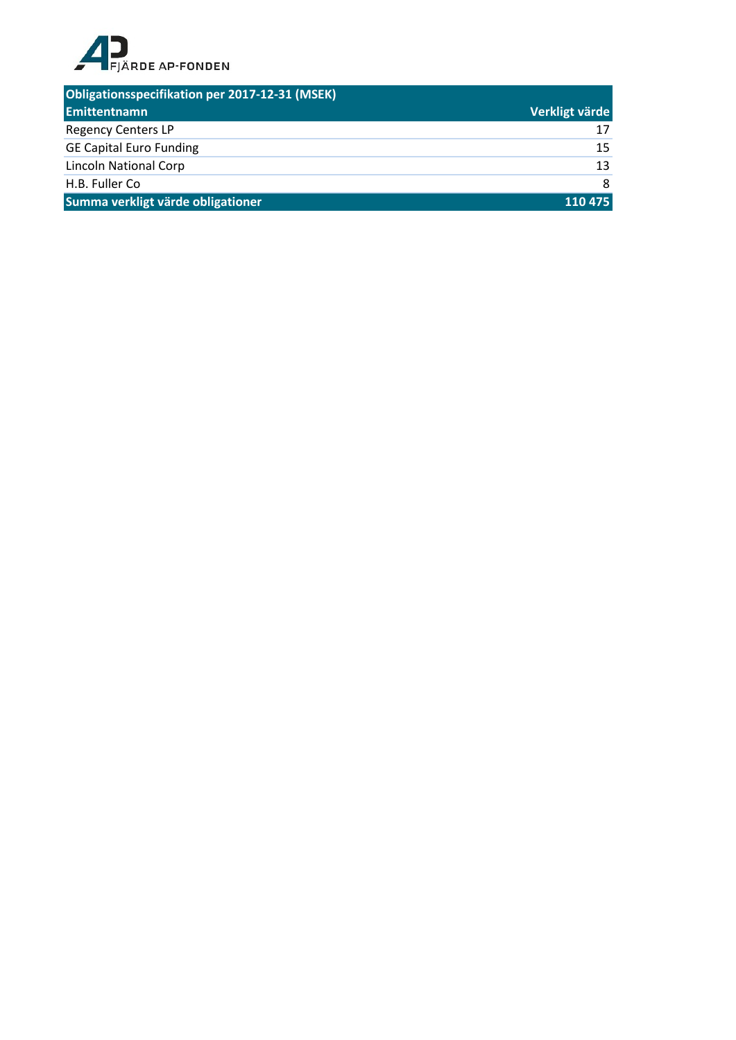| Obligationsspecifikation per 2017-12-31 (MSEK) | |
| --- | --- |
| **Emittentnamn** | **Verkligt värde** |
| Regency Centers LP | 17 |
| GE Capital Euro Funding | 15 |
| Lincoln National Corp | 13 |
| H.B. Fuller Co | 8 |
| **Summa verkligt värde obligationer** | **110 475** |